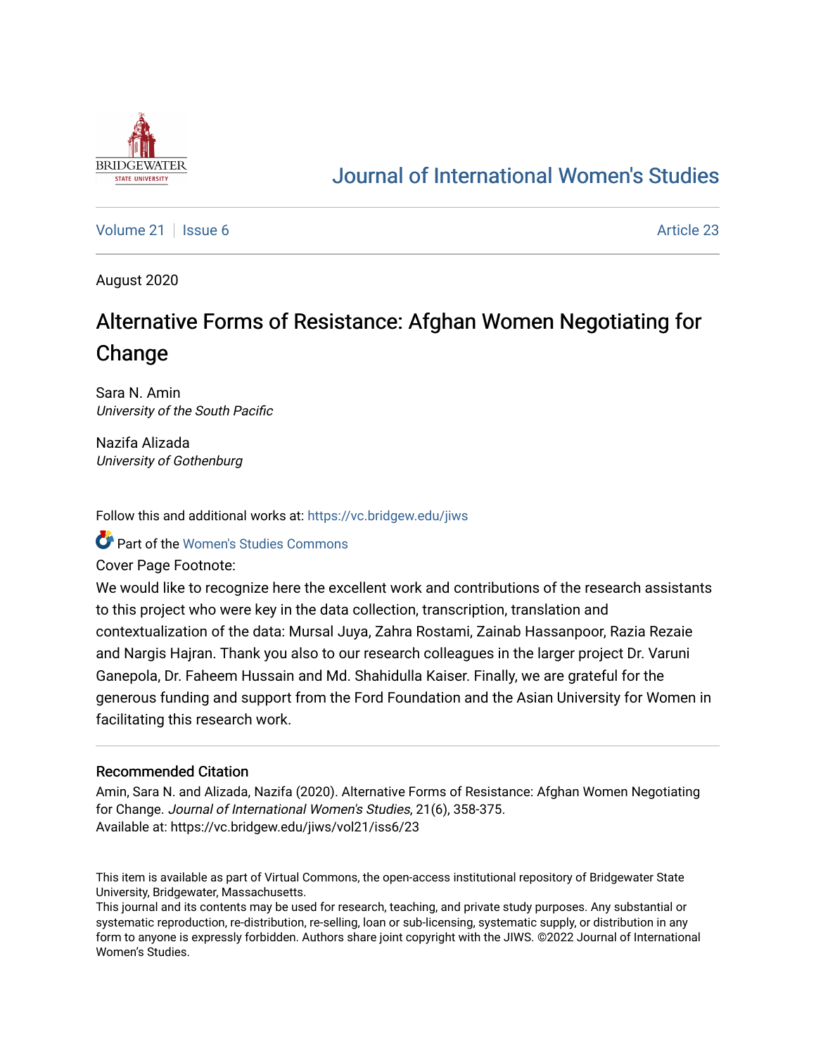# Journal of International Women's Studies

Volume 21 | Issue 6 | Article 23

August 2020

## Alternative Forms of Resistance: Afghan Women Negotiating for Change

Sara N. Amin
*University of the South Pacific*

Nazifa Alizada
*University of Gothenburg*

Follow this and additional works at: https://vc.bridgew.edu/jiws

Part of the Women's Studies Commons

Cover Page Footnote:

We would like to recognize here the excellent work and contributions of the research assistants to this project who were key in the data collection, transcription, translation and contextualization of the data: Mursal Juya, Zahra Rostami, Zainab Hassanpoor, Razia Rezaie and Nargis Hajran. Thank you also to our research colleagues in the larger project Dr. Varuni Ganepola, Dr. Faheem Hussain and Md. Shahidulla Kaiser. Finally, we are grateful for the generous funding and support from the Ford Foundation and the Asian University for Women in facilitating this research work.

### Recommended Citation

Amin, Sara N. and Alizada, Nazifa (2020). Alternative Forms of Resistance: Afghan Women Negotiating for Change. *Journal of International Women's Studies*, 21(6), 358-375.
Available at: https://vc.bridgew.edu/jiws/vol21/iss6/23

This item is available as part of Virtual Commons, the open-access institutional repository of Bridgewater State University, Bridgewater, Massachusetts.
This journal and its contents may be used for research, teaching, and private study purposes. Any substantial or systematic reproduction, re-distribution, re-selling, loan or sub-licensing, systematic supply, or distribution in any form to anyone is expressly forbidden. Authors share joint copyright with the JIWS. ©2022 Journal of International Women's Studies.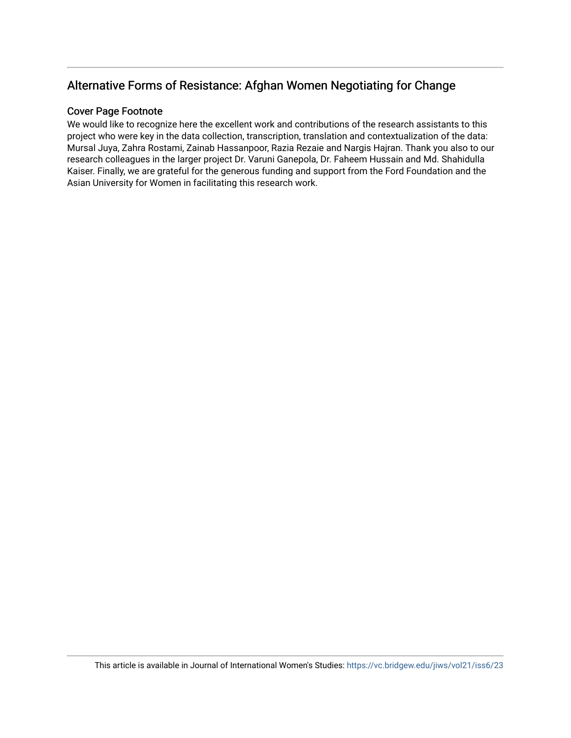## Alternative Forms of Resistance: Afghan Women Negotiating for Change

### Cover Page Footnote

We would like to recognize here the excellent work and contributions of the research assistants to this project who were key in the data collection, transcription, translation and contextualization of the data: Mursal Juya, Zahra Rostami, Zainab Hassanpoor, Razia Rezaie and Nargis Hajran. Thank you also to our research colleagues in the larger project Dr. Varuni Ganepola, Dr. Faheem Hussain and Md. Shahidulla Kaiser. Finally, we are grateful for the generous funding and support from the Ford Foundation and the Asian University for Women in facilitating this research work.

This article is available in Journal of International Women's Studies: https://vc.bridgew.edu/jiws/vol21/iss6/23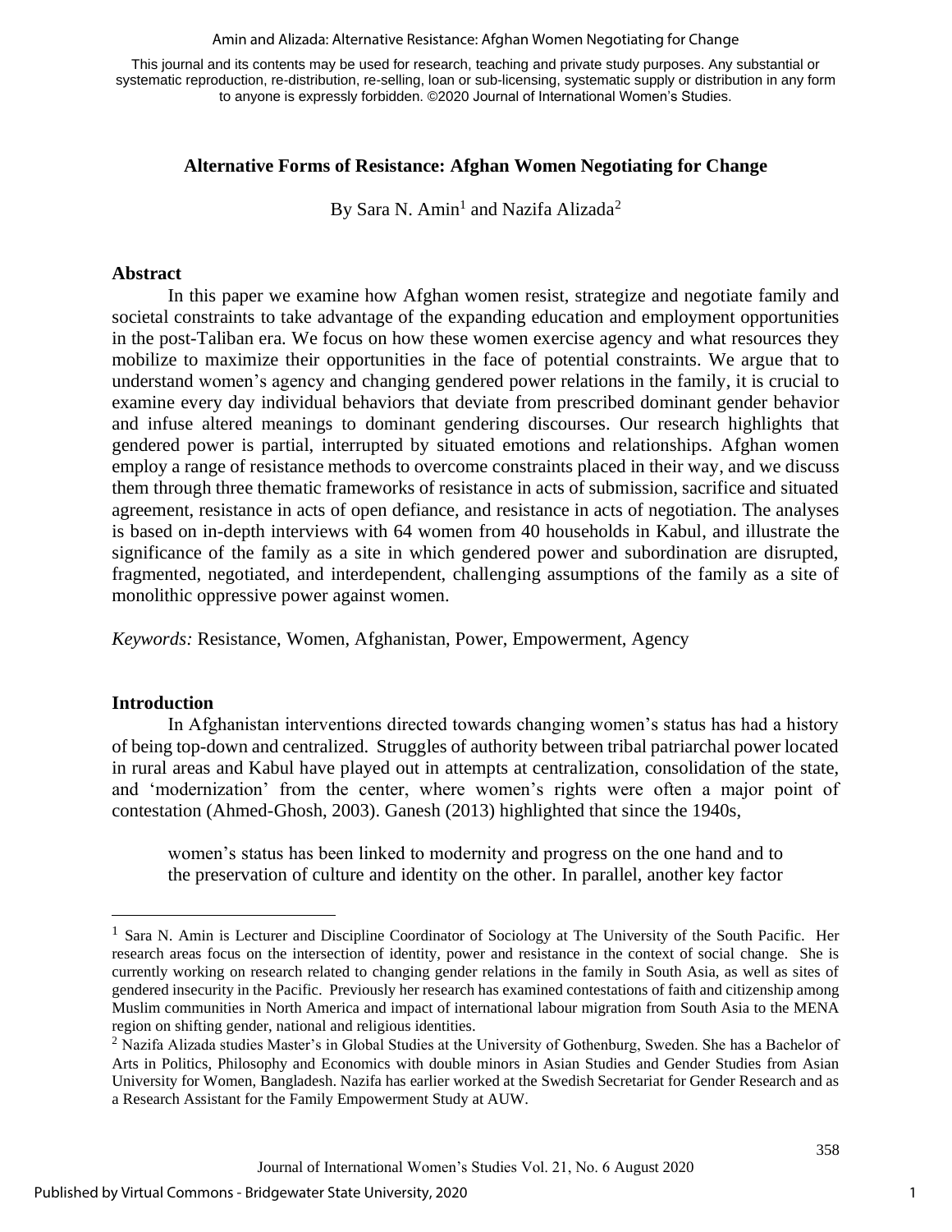This journal and its contents may be used for research, teaching and private study purposes. Any substantial or systematic reproduction, re-distribution, re-selling, loan or sub-licensing, systematic supply or distribution in any form to anyone is expressly forbidden. ©2020 Journal of International Women's Studies.

# Alternative Forms of Resistance: Afghan Women Negotiating for Change

By Sara N. Amin[1] and Nazifa Alizada[2]

## Abstract

In this paper we examine how Afghan women resist, strategize and negotiate family and societal constraints to take advantage of the expanding education and employment opportunities in the post-Taliban era. We focus on how these women exercise agency and what resources they mobilize to maximize their opportunities in the face of potential constraints. We argue that to understand women's agency and changing gendered power relations in the family, it is crucial to examine every day individual behaviors that deviate from prescribed dominant gender behavior and infuse altered meanings to dominant gendering discourses. Our research highlights that gendered power is partial, interrupted by situated emotions and relationships. Afghan women employ a range of resistance methods to overcome constraints placed in their way, and we discuss them through three thematic frameworks of resistance in acts of submission, sacrifice and situated agreement, resistance in acts of open defiance, and resistance in acts of negotiation. The analyses is based on in-depth interviews with 64 women from 40 households in Kabul, and illustrate the significance of the family as a site in which gendered power and subordination are disrupted, fragmented, negotiated, and interdependent, challenging assumptions of the family as a site of monolithic oppressive power against women.

*Keywords:* Resistance, Women, Afghanistan, Power, Empowerment, Agency

## Introduction

In Afghanistan interventions directed towards changing women's status has had a history of being top-down and centralized. Struggles of authority between tribal patriarchal power located in rural areas and Kabul have played out in attempts at centralization, consolidation of the state, and 'modernization' from the center, where women's rights were often a major point of contestation (Ahmed-Ghosh, 2003). Ganesh (2013) highlighted that since the 1940s,

> women's status has been linked to modernity and progress on the one hand and to the preservation of culture and identity on the other. In parallel, another key factor

[1] Sara N. Amin is Lecturer and Discipline Coordinator of Sociology at The University of the South Pacific. Her research areas focus on the intersection of identity, power and resistance in the context of social change. She is currently working on research related to changing gender relations in the family in South Asia, as well as sites of gendered insecurity in the Pacific. Previously her research has examined contestations of faith and citizenship among Muslim communities in North America and impact of international labour migration from South Asia to the MENA region on shifting gender, national and religious identities.

[2] Nazifa Alizada studies Master's in Global Studies at the University of Gothenburg, Sweden. She has a Bachelor of Arts in Politics, Philosophy and Economics with double minors in Asian Studies and Gender Studies from Asian University for Women, Bangladesh. Nazifa has earlier worked at the Swedish Secretariat for Gender Research and as a Research Assistant for the Family Empowerment Study at AUW.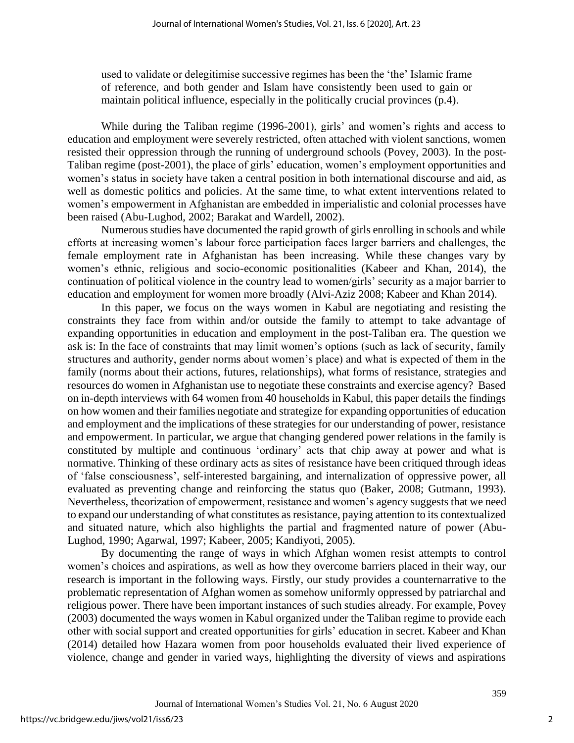> used to validate or delegitimise successive regimes has been the 'the' Islamic frame of reference, and both gender and Islam have consistently been used to gain or maintain political influence, especially in the politically crucial provinces (p.4).

While during the Taliban regime (1996-2001), girls' and women's rights and access to education and employment were severely restricted, often attached with violent sanctions, women resisted their oppression through the running of underground schools (Povey, 2003). In the post-Taliban regime (post-2001), the place of girls' education, women's employment opportunities and women's status in society have taken a central position in both international discourse and aid, as well as domestic politics and policies. At the same time, to what extent interventions related to women's empowerment in Afghanistan are embedded in imperialistic and colonial processes have been raised (Abu-Lughod, 2002; Barakat and Wardell, 2002).

Numerous studies have documented the rapid growth of girls enrolling in schools and while efforts at increasing women's labour force participation faces larger barriers and challenges, the female employment rate in Afghanistan has been increasing. While these changes vary by women's ethnic, religious and socio-economic positionalities (Kabeer and Khan, 2014), the continuation of political violence in the country lead to women/girls' security as a major barrier to education and employment for women more broadly (Alvi-Aziz 2008; Kabeer and Khan 2014).

In this paper, we focus on the ways women in Kabul are negotiating and resisting the constraints they face from within and/or outside the family to attempt to take advantage of expanding opportunities in education and employment in the post-Taliban era. The question we ask is: In the face of constraints that may limit women's options (such as lack of security, family structures and authority, gender norms about women's place) and what is expected of them in the family (norms about their actions, futures, relationships), what forms of resistance, strategies and resources do women in Afghanistan use to negotiate these constraints and exercise agency? Based on in-depth interviews with 64 women from 40 households in Kabul, this paper details the findings on how women and their families negotiate and strategize for expanding opportunities of education and employment and the implications of these strategies for our understanding of power, resistance and empowerment. In particular, we argue that changing gendered power relations in the family is constituted by multiple and continuous 'ordinary' acts that chip away at power and what is normative. Thinking of these ordinary acts as sites of resistance have been critiqued through ideas of 'false consciousness', self-interested bargaining, and internalization of oppressive power, all evaluated as preventing change and reinforcing the status quo (Baker, 2008; Gutmann, 1993). Nevertheless, theorization of empowerment, resistance and women's agency suggests that we need to expand our understanding of what constitutes as resistance, paying attention to its contextualized and situated nature, which also highlights the partial and fragmented nature of power (Abu-Lughod, 1990; Agarwal, 1997; Kabeer, 2005; Kandiyoti, 2005).

By documenting the range of ways in which Afghan women resist attempts to control women's choices and aspirations, as well as how they overcome barriers placed in their way, our research is important in the following ways. Firstly, our study provides a counternarrative to the problematic representation of Afghan women as somehow uniformly oppressed by patriarchal and religious power. There have been important instances of such studies already. For example, Povey (2003) documented the ways women in Kabul organized under the Taliban regime to provide each other with social support and created opportunities for girls' education in secret. Kabeer and Khan (2014) detailed how Hazara women from poor households evaluated their lived experience of violence, change and gender in varied ways, highlighting the diversity of views and aspirations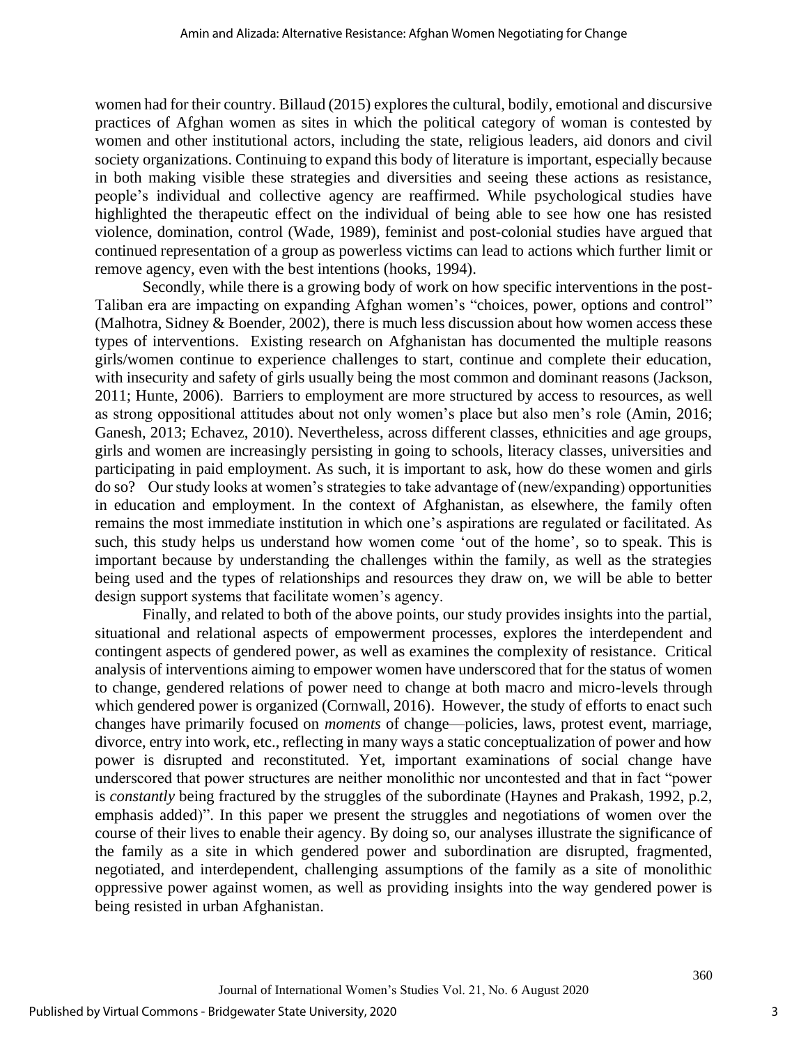women had for their country. Billaud (2015) explores the cultural, bodily, emotional and discursive practices of Afghan women as sites in which the political category of woman is contested by women and other institutional actors, including the state, religious leaders, aid donors and civil society organizations. Continuing to expand this body of literature is important, especially because in both making visible these strategies and diversities and seeing these actions as resistance, people's individual and collective agency are reaffirmed. While psychological studies have highlighted the therapeutic effect on the individual of being able to see how one has resisted violence, domination, control (Wade, 1989), feminist and post-colonial studies have argued that continued representation of a group as powerless victims can lead to actions which further limit or remove agency, even with the best intentions (hooks, 1994).

Secondly, while there is a growing body of work on how specific interventions in the post-Taliban era are impacting on expanding Afghan women's "choices, power, options and control" (Malhotra, Sidney & Boender, 2002), there is much less discussion about how women access these types of interventions. Existing research on Afghanistan has documented the multiple reasons girls/women continue to experience challenges to start, continue and complete their education, with insecurity and safety of girls usually being the most common and dominant reasons (Jackson, 2011; Hunte, 2006). Barriers to employment are more structured by access to resources, as well as strong oppositional attitudes about not only women's place but also men's role (Amin, 2016; Ganesh, 2013; Echavez, 2010). Nevertheless, across different classes, ethnicities and age groups, girls and women are increasingly persisting in going to schools, literacy classes, universities and participating in paid employment. As such, it is important to ask, how do these women and girls do so? Our study looks at women's strategies to take advantage of (new/expanding) opportunities in education and employment. In the context of Afghanistan, as elsewhere, the family often remains the most immediate institution in which one's aspirations are regulated or facilitated. As such, this study helps us understand how women come 'out of the home', so to speak. This is important because by understanding the challenges within the family, as well as the strategies being used and the types of relationships and resources they draw on, we will be able to better design support systems that facilitate women's agency.

Finally, and related to both of the above points, our study provides insights into the partial, situational and relational aspects of empowerment processes, explores the interdependent and contingent aspects of gendered power, as well as examines the complexity of resistance. Critical analysis of interventions aiming to empower women have underscored that for the status of women to change, gendered relations of power need to change at both macro and micro-levels through which gendered power is organized (Cornwall, 2016). However, the study of efforts to enact such changes have primarily focused on *moments* of change—policies, laws, protest event, marriage, divorce, entry into work, etc., reflecting in many ways a static conceptualization of power and how power is disrupted and reconstituted. Yet, important examinations of social change have underscored that power structures are neither monolithic nor uncontested and that in fact "power is *constantly* being fractured by the struggles of the subordinate (Haynes and Prakash, 1992, p.2, emphasis added)". In this paper we present the struggles and negotiations of women over the course of their lives to enable their agency. By doing so, our analyses illustrate the significance of the family as a site in which gendered power and subordination are disrupted, fragmented, negotiated, and interdependent, challenging assumptions of the family as a site of monolithic oppressive power against women, as well as providing insights into the way gendered power is being resisted in urban Afghanistan.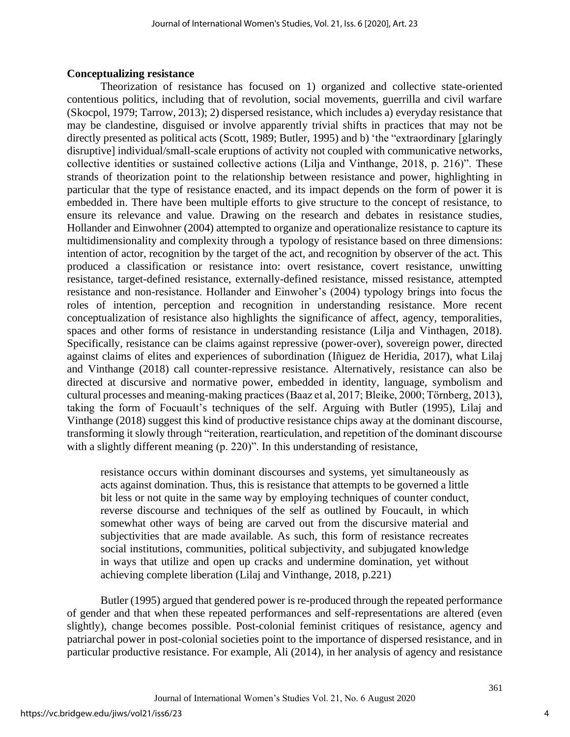**Conceptualizing resistance**

Theorization of resistance has focused on 1) organized and collective state-oriented contentious politics, including that of revolution, social movements, guerrilla and civil warfare (Skocpol, 1979; Tarrow, 2013); 2) dispersed resistance, which includes a) everyday resistance that may be clandestine, disguised or involve apparently trivial shifts in practices that may not be directly presented as political acts (Scott, 1989; Butler, 1995) and b) 'the "extraordinary [glaringly disruptive] individual/small-scale eruptions of activity not coupled with communicative networks, collective identities or sustained collective actions (Lilja and Vinthange, 2018, p. 216)". These strands of theorization point to the relationship between resistance and power, highlighting in particular that the type of resistance enacted, and its impact depends on the form of power it is embedded in. There have been multiple efforts to give structure to the concept of resistance, to ensure its relevance and value. Drawing on the research and debates in resistance studies, Hollander and Einwohner (2004) attempted to organize and operationalize resistance to capture its multidimensionality and complexity through a typology of resistance based on three dimensions: intention of actor, recognition by the target of the act, and recognition by observer of the act. This produced a classification or resistance into: overt resistance, covert resistance, unwitting resistance, target-defined resistance, externally-defined resistance, missed resistance, attempted resistance and non-resistance. Hollander and Einwoher's (2004) typology brings into focus the roles of intention, perception and recognition in understanding resistance. More recent conceptualization of resistance also highlights the significance of affect, agency, temporalities, spaces and other forms of resistance in understanding resistance (Lilja and Vinthagen, 2018). Specifically, resistance can be claims against repressive (power-over), sovereign power, directed against claims of elites and experiences of subordination (Iñiguez de Heridia, 2017), what Lilaj and Vinthange (2018) call counter-repressive resistance. Alternatively, resistance can also be directed at discursive and normative power, embedded in identity, language, symbolism and cultural processes and meaning-making practices (Baaz et al, 2017; Bleike, 2000; Törnberg, 2013), taking the form of Focuault's techniques of the self. Arguing with Butler (1995), Lilaj and Vinthange (2018) suggest this kind of productive resistance chips away at the dominant discourse, transforming it slowly through "reiteration, rearticulation, and repetition of the dominant discourse with a slightly different meaning (p. 220)". In this understanding of resistance,

> resistance occurs within dominant discourses and systems, yet simultaneously as acts against domination. Thus, this is resistance that attempts to be governed a little bit less or not quite in the same way by employing techniques of counter conduct, reverse discourse and techniques of the self as outlined by Foucault, in which somewhat other ways of being are carved out from the discursive material and subjectivities that are made available. As such, this form of resistance recreates social institutions, communities, political subjectivity, and subjugated knowledge in ways that utilize and open up cracks and undermine domination, yet without achieving complete liberation (Lilaj and Vinthange, 2018, p.221)

Butler (1995) argued that gendered power is re-produced through the repeated performance of gender and that when these repeated performances and self-representations are altered (even slightly), change becomes possible. Post-colonial feminist critiques of resistance, agency and patriarchal power in post-colonial societies point to the importance of dispersed resistance, and in particular productive resistance. For example, Ali (2014), in her analysis of agency and resistance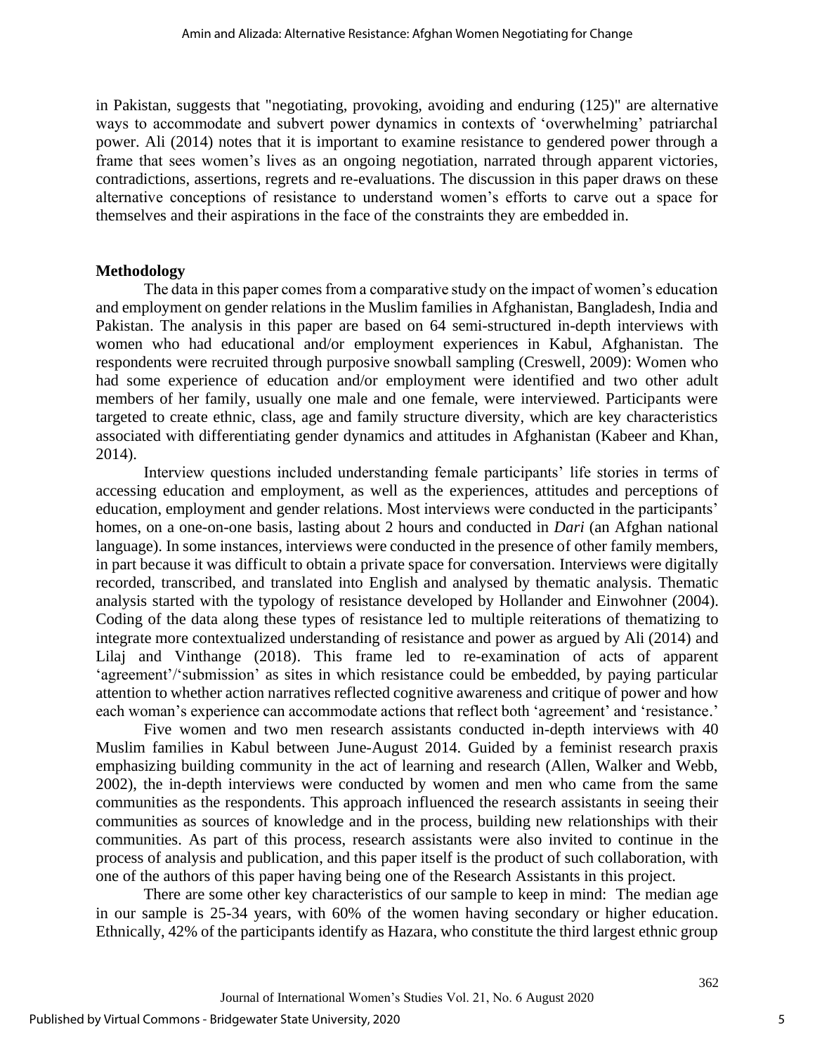in Pakistan, suggests that "negotiating, provoking, avoiding and enduring (125)" are alternative ways to accommodate and subvert power dynamics in contexts of 'overwhelming' patriarchal power. Ali (2014) notes that it is important to examine resistance to gendered power through a frame that sees women's lives as an ongoing negotiation, narrated through apparent victories, contradictions, assertions, regrets and re-evaluations. The discussion in this paper draws on these alternative conceptions of resistance to understand women's efforts to carve out a space for themselves and their aspirations in the face of the constraints they are embedded in.

## Methodology

The data in this paper comes from a comparative study on the impact of women's education and employment on gender relations in the Muslim families in Afghanistan, Bangladesh, India and Pakistan. The analysis in this paper are based on 64 semi-structured in-depth interviews with women who had educational and/or employment experiences in Kabul, Afghanistan. The respondents were recruited through purposive snowball sampling (Creswell, 2009): Women who had some experience of education and/or employment were identified and two other adult members of her family, usually one male and one female, were interviewed. Participants were targeted to create ethnic, class, age and family structure diversity, which are key characteristics associated with differentiating gender dynamics and attitudes in Afghanistan (Kabeer and Khan, 2014).

Interview questions included understanding female participants' life stories in terms of accessing education and employment, as well as the experiences, attitudes and perceptions of education, employment and gender relations. Most interviews were conducted in the participants' homes, on a one-on-one basis, lasting about 2 hours and conducted in *Dari* (an Afghan national language). In some instances, interviews were conducted in the presence of other family members, in part because it was difficult to obtain a private space for conversation. Interviews were digitally recorded, transcribed, and translated into English and analysed by thematic analysis. Thematic analysis started with the typology of resistance developed by Hollander and Einwohner (2004). Coding of the data along these types of resistance led to multiple reiterations of thematizing to integrate more contextualized understanding of resistance and power as argued by Ali (2014) and Lilaj and Vinthange (2018). This frame led to re-examination of acts of apparent 'agreement'/'submission' as sites in which resistance could be embedded, by paying particular attention to whether action narratives reflected cognitive awareness and critique of power and how each woman's experience can accommodate actions that reflect both 'agreement' and 'resistance.'

Five women and two men research assistants conducted in-depth interviews with 40 Muslim families in Kabul between June-August 2014. Guided by a feminist research praxis emphasizing building community in the act of learning and research (Allen, Walker and Webb, 2002), the in-depth interviews were conducted by women and men who came from the same communities as the respondents. This approach influenced the research assistants in seeing their communities as sources of knowledge and in the process, building new relationships with their communities. As part of this process, research assistants were also invited to continue in the process of analysis and publication, and this paper itself is the product of such collaboration, with one of the authors of this paper having being one of the Research Assistants in this project.

There are some other key characteristics of our sample to keep in mind: The median age in our sample is 25-34 years, with 60% of the women having secondary or higher education. Ethnically, 42% of the participants identify as Hazara, who constitute the third largest ethnic group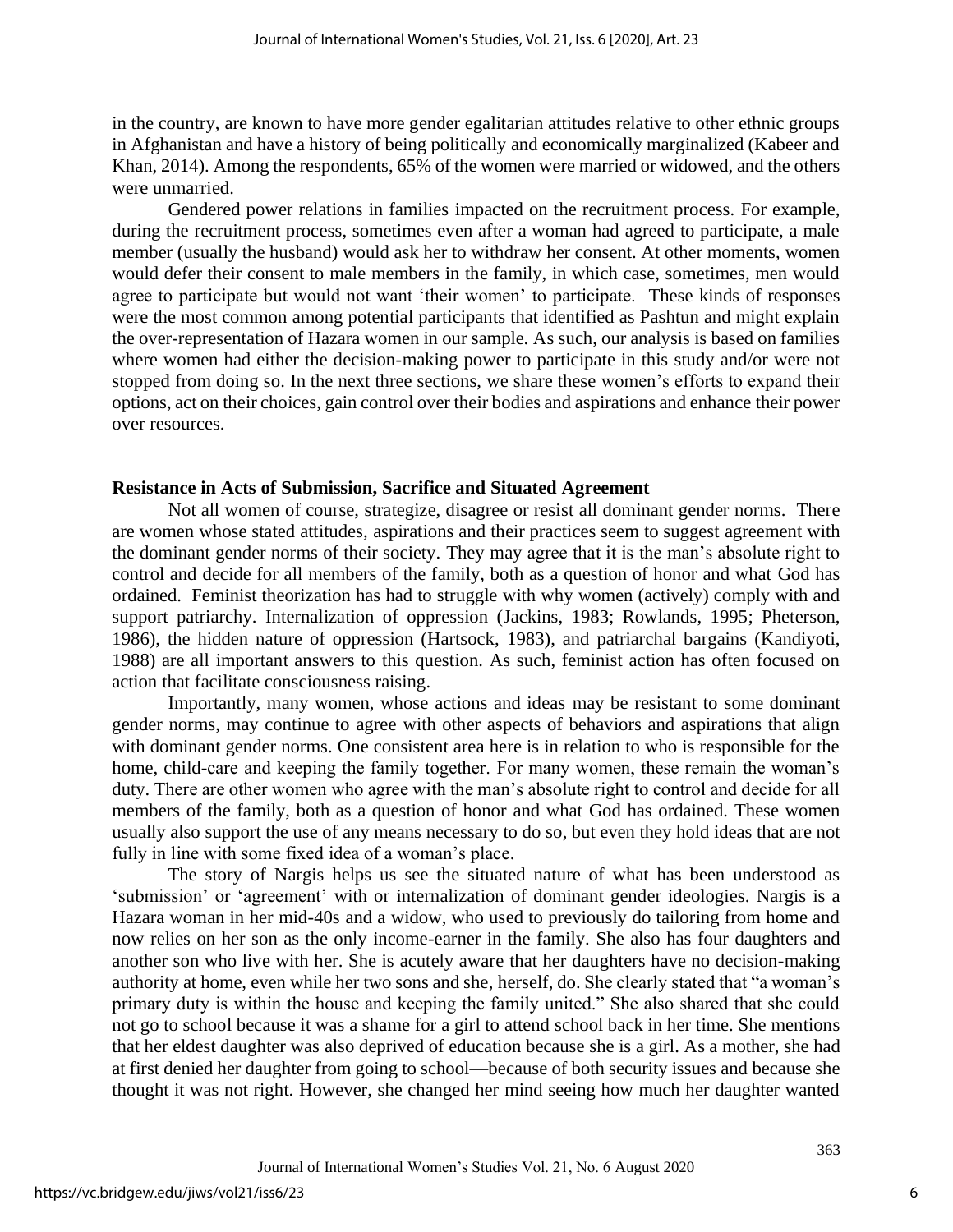in the country, are known to have more gender egalitarian attitudes relative to other ethnic groups in Afghanistan and have a history of being politically and economically marginalized (Kabeer and Khan, 2014). Among the respondents, 65% of the women were married or widowed, and the others were unmarried.

Gendered power relations in families impacted on the recruitment process. For example, during the recruitment process, sometimes even after a woman had agreed to participate, a male member (usually the husband) would ask her to withdraw her consent. At other moments, women would defer their consent to male members in the family, in which case, sometimes, men would agree to participate but would not want 'their women' to participate. These kinds of responses were the most common among potential participants that identified as Pashtun and might explain the over-representation of Hazara women in our sample. As such, our analysis is based on families where women had either the decision-making power to participate in this study and/or were not stopped from doing so. In the next three sections, we share these women's efforts to expand their options, act on their choices, gain control over their bodies and aspirations and enhance their power over resources.

### Resistance in Acts of Submission, Sacrifice and Situated Agreement

Not all women of course, strategize, disagree or resist all dominant gender norms. There are women whose stated attitudes, aspirations and their practices seem to suggest agreement with the dominant gender norms of their society. They may agree that it is the man's absolute right to control and decide for all members of the family, both as a question of honor and what God has ordained. Feminist theorization has had to struggle with why women (actively) comply with and support patriarchy. Internalization of oppression (Jackins, 1983; Rowlands, 1995; Pheterson, 1986), the hidden nature of oppression (Hartsock, 1983), and patriarchal bargains (Kandiyoti, 1988) are all important answers to this question. As such, feminist action has often focused on action that facilitate consciousness raising.

Importantly, many women, whose actions and ideas may be resistant to some dominant gender norms, may continue to agree with other aspects of behaviors and aspirations that align with dominant gender norms. One consistent area here is in relation to who is responsible for the home, child-care and keeping the family together. For many women, these remain the woman's duty. There are other women who agree with the man's absolute right to control and decide for all members of the family, both as a question of honor and what God has ordained. These women usually also support the use of any means necessary to do so, but even they hold ideas that are not fully in line with some fixed idea of a woman's place.

The story of Nargis helps us see the situated nature of what has been understood as 'submission' or 'agreement' with or internalization of dominant gender ideologies. Nargis is a Hazara woman in her mid-40s and a widow, who used to previously do tailoring from home and now relies on her son as the only income-earner in the family. She also has four daughters and another son who live with her. She is acutely aware that her daughters have no decision-making authority at home, even while her two sons and she, herself, do. She clearly stated that "a woman's primary duty is within the house and keeping the family united." She also shared that she could not go to school because it was a shame for a girl to attend school back in her time. She mentions that her eldest daughter was also deprived of education because she is a girl. As a mother, she had at first denied her daughter from going to school—because of both security issues and because she thought it was not right. However, she changed her mind seeing how much her daughter wanted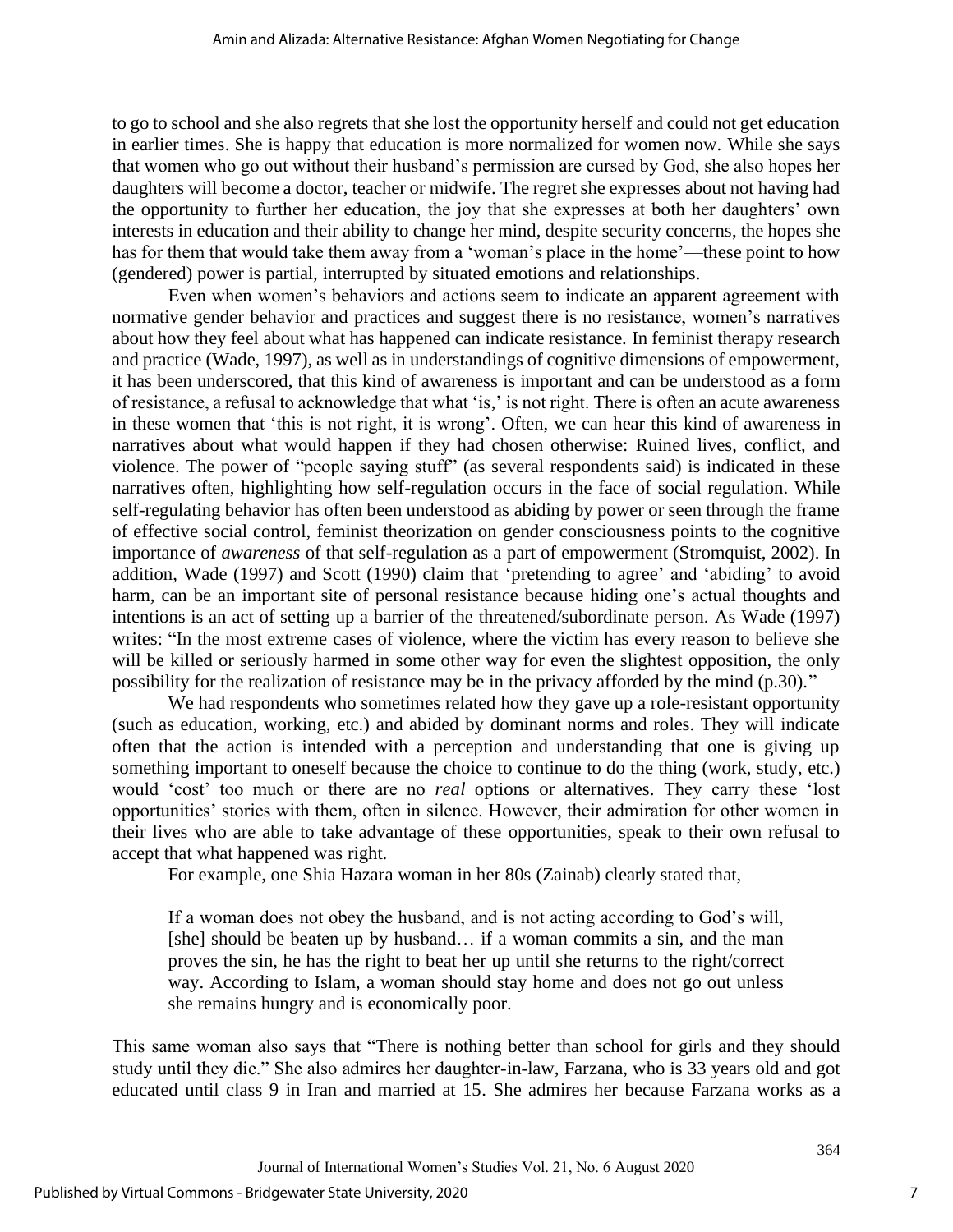to go to school and she also regrets that she lost the opportunity herself and could not get education in earlier times. She is happy that education is more normalized for women now. While she says that women who go out without their husband's permission are cursed by God, she also hopes her daughters will become a doctor, teacher or midwife. The regret she expresses about not having had the opportunity to further her education, the joy that she expresses at both her daughters' own interests in education and their ability to change her mind, despite security concerns, the hopes she has for them that would take them away from a 'woman's place in the home'—these point to how (gendered) power is partial, interrupted by situated emotions and relationships.

Even when women's behaviors and actions seem to indicate an apparent agreement with normative gender behavior and practices and suggest there is no resistance, women's narratives about how they feel about what has happened can indicate resistance. In feminist therapy research and practice (Wade, 1997), as well as in understandings of cognitive dimensions of empowerment, it has been underscored, that this kind of awareness is important and can be understood as a form of resistance, a refusal to acknowledge that what 'is,' is not right. There is often an acute awareness in these women that 'this is not right, it is wrong'. Often, we can hear this kind of awareness in narratives about what would happen if they had chosen otherwise: Ruined lives, conflict, and violence. The power of "people saying stuff" (as several respondents said) is indicated in these narratives often, highlighting how self-regulation occurs in the face of social regulation. While self-regulating behavior has often been understood as abiding by power or seen through the frame of effective social control, feminist theorization on gender consciousness points to the cognitive importance of *awareness* of that self-regulation as a part of empowerment (Stromquist, 2002). In addition, Wade (1997) and Scott (1990) claim that 'pretending to agree' and 'abiding' to avoid harm, can be an important site of personal resistance because hiding one's actual thoughts and intentions is an act of setting up a barrier of the threatened/subordinate person. As Wade (1997) writes: "In the most extreme cases of violence, where the victim has every reason to believe she will be killed or seriously harmed in some other way for even the slightest opposition, the only possibility for the realization of resistance may be in the privacy afforded by the mind (p.30)."

We had respondents who sometimes related how they gave up a role-resistant opportunity (such as education, working, etc.) and abided by dominant norms and roles. They will indicate often that the action is intended with a perception and understanding that one is giving up something important to oneself because the choice to continue to do the thing (work, study, etc.) would 'cost' too much or there are no *real* options or alternatives. They carry these 'lost opportunities' stories with them, often in silence. However, their admiration for other women in their lives who are able to take advantage of these opportunities, speak to their own refusal to accept that what happened was right.

For example, one Shia Hazara woman in her 80s (Zainab) clearly stated that,

> If a woman does not obey the husband, and is not acting according to God's will, [she] should be beaten up by husband… if a woman commits a sin, and the man proves the sin, he has the right to beat her up until she returns to the right/correct way. According to Islam, a woman should stay home and does not go out unless she remains hungry and is economically poor.

This same woman also says that "There is nothing better than school for girls and they should study until they die." She also admires her daughter-in-law, Farzana, who is 33 years old and got educated until class 9 in Iran and married at 15. She admires her because Farzana works as a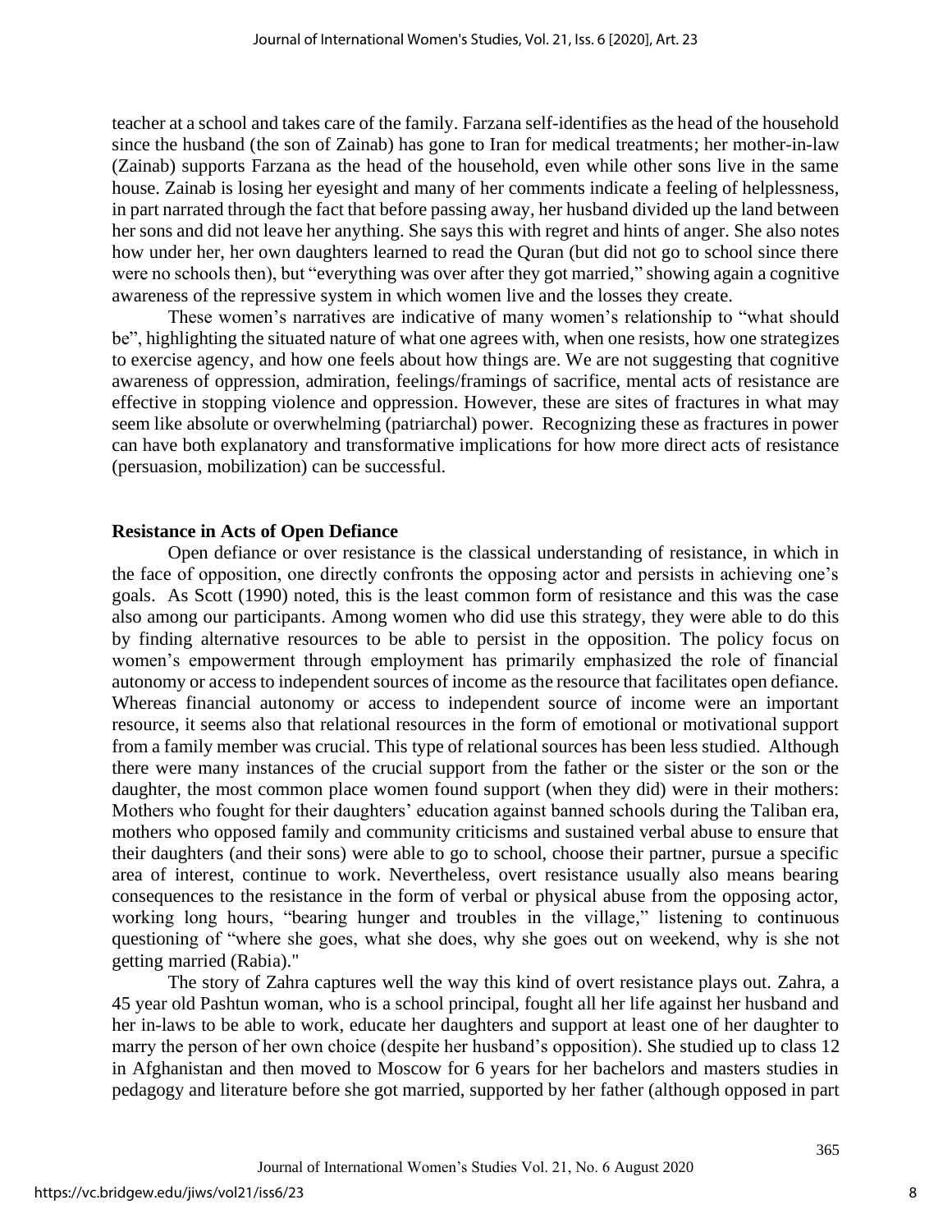teacher at a school and takes care of the family. Farzana self-identifies as the head of the household since the husband (the son of Zainab) has gone to Iran for medical treatments; her mother-in-law (Zainab) supports Farzana as the head of the household, even while other sons live in the same house. Zainab is losing her eyesight and many of her comments indicate a feeling of helplessness, in part narrated through the fact that before passing away, her husband divided up the land between her sons and did not leave her anything. She says this with regret and hints of anger. She also notes how under her, her own daughters learned to read the Quran (but did not go to school since there were no schools then), but "everything was over after they got married," showing again a cognitive awareness of the repressive system in which women live and the losses they create.

These women's narratives are indicative of many women's relationship to "what should be", highlighting the situated nature of what one agrees with, when one resists, how one strategizes to exercise agency, and how one feels about how things are. We are not suggesting that cognitive awareness of oppression, admiration, feelings/framings of sacrifice, mental acts of resistance are effective in stopping violence and oppression. However, these are sites of fractures in what may seem like absolute or overwhelming (patriarchal) power. Recognizing these as fractures in power can have both explanatory and transformative implications for how more direct acts of resistance (persuasion, mobilization) can be successful.

## Resistance in Acts of Open Defiance

Open defiance or over resistance is the classical understanding of resistance, in which in the face of opposition, one directly confronts the opposing actor and persists in achieving one's goals. As Scott (1990) noted, this is the least common form of resistance and this was the case also among our participants. Among women who did use this strategy, they were able to do this by finding alternative resources to be able to persist in the opposition. The policy focus on women's empowerment through employment has primarily emphasized the role of financial autonomy or access to independent sources of income as the resource that facilitates open defiance. Whereas financial autonomy or access to independent source of income were an important resource, it seems also that relational resources in the form of emotional or motivational support from a family member was crucial. This type of relational sources has been less studied. Although there were many instances of the crucial support from the father or the sister or the son or the daughter, the most common place women found support (when they did) were in their mothers: Mothers who fought for their daughters' education against banned schools during the Taliban era, mothers who opposed family and community criticisms and sustained verbal abuse to ensure that their daughters (and their sons) were able to go to school, choose their partner, pursue a specific area of interest, continue to work. Nevertheless, overt resistance usually also means bearing consequences to the resistance in the form of verbal or physical abuse from the opposing actor, working long hours, "bearing hunger and troubles in the village," listening to continuous questioning of "where she goes, what she does, why she goes out on weekend, why is she not getting married (Rabia)."

The story of Zahra captures well the way this kind of overt resistance plays out. Zahra, a 45 year old Pashtun woman, who is a school principal, fought all her life against her husband and her in-laws to be able to work, educate her daughters and support at least one of her daughter to marry the person of her own choice (despite her husband's opposition). She studied up to class 12 in Afghanistan and then moved to Moscow for 6 years for her bachelors and masters studies in pedagogy and literature before she got married, supported by her father (although opposed in part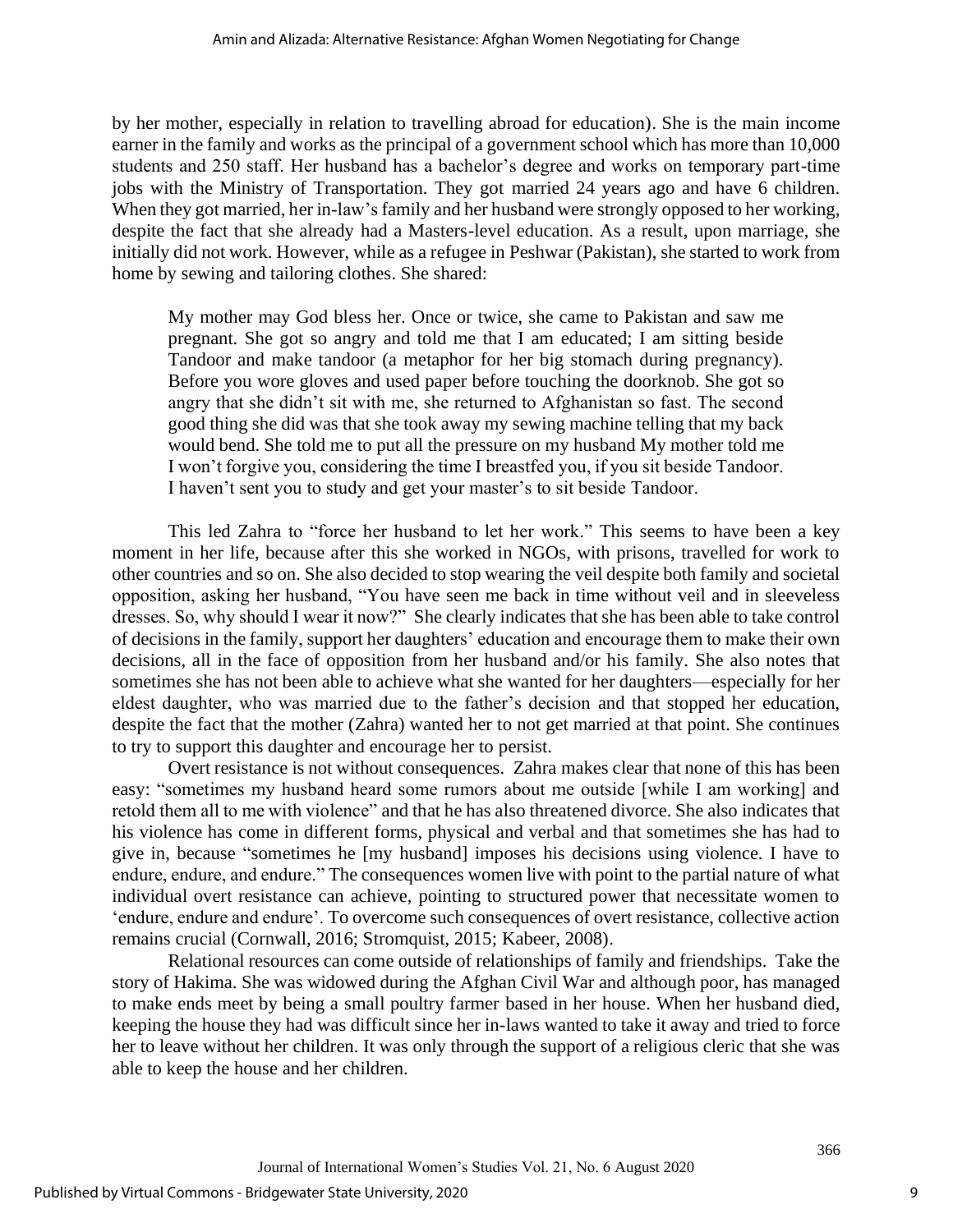by her mother, especially in relation to travelling abroad for education). She is the main income earner in the family and works as the principal of a government school which has more than 10,000 students and 250 staff. Her husband has a bachelor's degree and works on temporary part-time jobs with the Ministry of Transportation. They got married 24 years ago and have 6 children. When they got married, her in-law's family and her husband were strongly opposed to her working, despite the fact that she already had a Masters-level education. As a result, upon marriage, she initially did not work. However, while as a refugee in Peshwar (Pakistan), she started to work from home by sewing and tailoring clothes. She shared:

> My mother may God bless her. Once or twice, she came to Pakistan and saw me pregnant. She got so angry and told me that I am educated; I am sitting beside Tandoor and make tandoor (a metaphor for her big stomach during pregnancy). Before you wore gloves and used paper before touching the doorknob. She got so angry that she didn't sit with me, she returned to Afghanistan so fast. The second good thing she did was that she took away my sewing machine telling that my back would bend. She told me to put all the pressure on my husband My mother told me I won't forgive you, considering the time I breastfed you, if you sit beside Tandoor. I haven't sent you to study and get your master's to sit beside Tandoor.

This led Zahra to "force her husband to let her work." This seems to have been a key moment in her life, because after this she worked in NGOs, with prisons, travelled for work to other countries and so on. She also decided to stop wearing the veil despite both family and societal opposition, asking her husband, "You have seen me back in time without veil and in sleeveless dresses. So, why should I wear it now?" She clearly indicates that she has been able to take control of decisions in the family, support her daughters' education and encourage them to make their own decisions, all in the face of opposition from her husband and/or his family. She also notes that sometimes she has not been able to achieve what she wanted for her daughters—especially for her eldest daughter, who was married due to the father's decision and that stopped her education, despite the fact that the mother (Zahra) wanted her to not get married at that point. She continues to try to support this daughter and encourage her to persist.

Overt resistance is not without consequences. Zahra makes clear that none of this has been easy: "sometimes my husband heard some rumors about me outside [while I am working] and retold them all to me with violence" and that he has also threatened divorce. She also indicates that his violence has come in different forms, physical and verbal and that sometimes she has had to give in, because "sometimes he [my husband] imposes his decisions using violence. I have to endure, endure, and endure." The consequences women live with point to the partial nature of what individual overt resistance can achieve, pointing to structured power that necessitate women to 'endure, endure and endure'. To overcome such consequences of overt resistance, collective action remains crucial (Cornwall, 2016; Stromquist, 2015; Kabeer, 2008).

Relational resources can come outside of relationships of family and friendships. Take the story of Hakima. She was widowed during the Afghan Civil War and although poor, has managed to make ends meet by being a small poultry farmer based in her house. When her husband died, keeping the house they had was difficult since her in-laws wanted to take it away and tried to force her to leave without her children. It was only through the support of a religious cleric that she was able to keep the house and her children.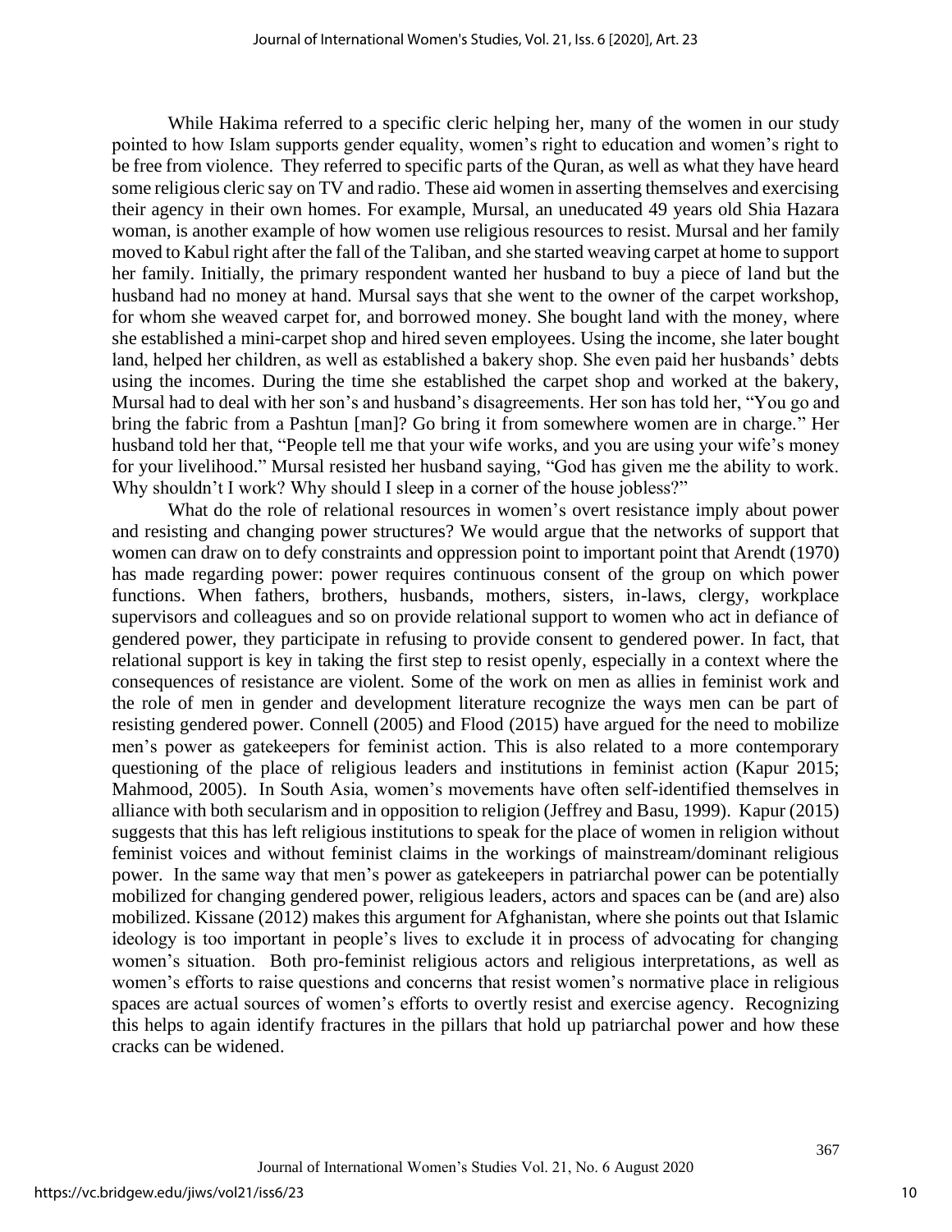While Hakima referred to a specific cleric helping her, many of the women in our study pointed to how Islam supports gender equality, women's right to education and women's right to be free from violence. They referred to specific parts of the Quran, as well as what they have heard some religious cleric say on TV and radio. These aid women in asserting themselves and exercising their agency in their own homes. For example, Mursal, an uneducated 49 years old Shia Hazara woman, is another example of how women use religious resources to resist. Mursal and her family moved to Kabul right after the fall of the Taliban, and she started weaving carpet at home to support her family. Initially, the primary respondent wanted her husband to buy a piece of land but the husband had no money at hand. Mursal says that she went to the owner of the carpet workshop, for whom she weaved carpet for, and borrowed money. She bought land with the money, where she established a mini-carpet shop and hired seven employees. Using the income, she later bought land, helped her children, as well as established a bakery shop. She even paid her husbands' debts using the incomes. During the time she established the carpet shop and worked at the bakery, Mursal had to deal with her son's and husband's disagreements. Her son has told her, "You go and bring the fabric from a Pashtun [man]? Go bring it from somewhere women are in charge." Her husband told her that, "People tell me that your wife works, and you are using your wife's money for your livelihood." Mursal resisted her husband saying, "God has given me the ability to work. Why shouldn't I work? Why should I sleep in a corner of the house jobless?"

What do the role of relational resources in women's overt resistance imply about power and resisting and changing power structures? We would argue that the networks of support that women can draw on to defy constraints and oppression point to important point that Arendt (1970) has made regarding power: power requires continuous consent of the group on which power functions. When fathers, brothers, husbands, mothers, sisters, in-laws, clergy, workplace supervisors and colleagues and so on provide relational support to women who act in defiance of gendered power, they participate in refusing to provide consent to gendered power. In fact, that relational support is key in taking the first step to resist openly, especially in a context where the consequences of resistance are violent. Some of the work on men as allies in feminist work and the role of men in gender and development literature recognize the ways men can be part of resisting gendered power. Connell (2005) and Flood (2015) have argued for the need to mobilize men's power as gatekeepers for feminist action. This is also related to a more contemporary questioning of the place of religious leaders and institutions in feminist action (Kapur 2015; Mahmood, 2005). In South Asia, women's movements have often self-identified themselves in alliance with both secularism and in opposition to religion (Jeffrey and Basu, 1999). Kapur (2015) suggests that this has left religious institutions to speak for the place of women in religion without feminist voices and without feminist claims in the workings of mainstream/dominant religious power. In the same way that men's power as gatekeepers in patriarchal power can be potentially mobilized for changing gendered power, religious leaders, actors and spaces can be (and are) also mobilized. Kissane (2012) makes this argument for Afghanistan, where she points out that Islamic ideology is too important in people's lives to exclude it in process of advocating for changing women's situation. Both pro-feminist religious actors and religious interpretations, as well as women's efforts to raise questions and concerns that resist women's normative place in religious spaces are actual sources of women's efforts to overtly resist and exercise agency. Recognizing this helps to again identify fractures in the pillars that hold up patriarchal power and how these cracks can be widened.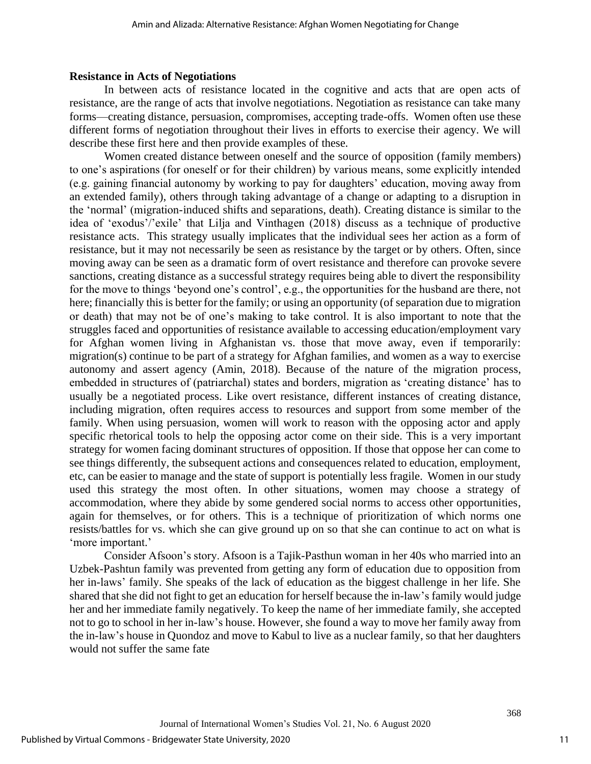## Resistance in Acts of Negotiations

In between acts of resistance located in the cognitive and acts that are open acts of resistance, are the range of acts that involve negotiations. Negotiation as resistance can take many forms—creating distance, persuasion, compromises, accepting trade-offs. Women often use these different forms of negotiation throughout their lives in efforts to exercise their agency. We will describe these first here and then provide examples of these.

Women created distance between oneself and the source of opposition (family members) to one's aspirations (for oneself or for their children) by various means, some explicitly intended (e.g. gaining financial autonomy by working to pay for daughters' education, moving away from an extended family), others through taking advantage of a change or adapting to a disruption in the 'normal' (migration-induced shifts and separations, death). Creating distance is similar to the idea of 'exodus'/'exile' that Lilja and Vinthagen (2018) discuss as a technique of productive resistance acts. This strategy usually implicates that the individual sees her action as a form of resistance, but it may not necessarily be seen as resistance by the target or by others. Often, since moving away can be seen as a dramatic form of overt resistance and therefore can provoke severe sanctions, creating distance as a successful strategy requires being able to divert the responsibility for the move to things 'beyond one's control', e.g., the opportunities for the husband are there, not here; financially this is better for the family; or using an opportunity (of separation due to migration or death) that may not be of one's making to take control. It is also important to note that the struggles faced and opportunities of resistance available to accessing education/employment vary for Afghan women living in Afghanistan vs. those that move away, even if temporarily: migration(s) continue to be part of a strategy for Afghan families, and women as a way to exercise autonomy and assert agency (Amin, 2018). Because of the nature of the migration process, embedded in structures of (patriarchal) states and borders, migration as 'creating distance' has to usually be a negotiated process. Like overt resistance, different instances of creating distance, including migration, often requires access to resources and support from some member of the family. When using persuasion, women will work to reason with the opposing actor and apply specific rhetorical tools to help the opposing actor come on their side. This is a very important strategy for women facing dominant structures of opposition. If those that oppose her can come to see things differently, the subsequent actions and consequences related to education, employment, etc, can be easier to manage and the state of support is potentially less fragile. Women in our study used this strategy the most often. In other situations, women may choose a strategy of accommodation, where they abide by some gendered social norms to access other opportunities, again for themselves, or for others. This is a technique of prioritization of which norms one resists/battles for vs. which she can give ground up on so that she can continue to act on what is 'more important.'

Consider Afsoon's story. Afsoon is a Tajik-Pasthun woman in her 40s who married into an Uzbek-Pashtun family was prevented from getting any form of education due to opposition from her in-laws' family. She speaks of the lack of education as the biggest challenge in her life. She shared that she did not fight to get an education for herself because the in-law's family would judge her and her immediate family negatively. To keep the name of her immediate family, she accepted not to go to school in her in-law's house. However, she found a way to move her family away from the in-law's house in Quondoz and move to Kabul to live as a nuclear family, so that her daughters would not suffer the same fate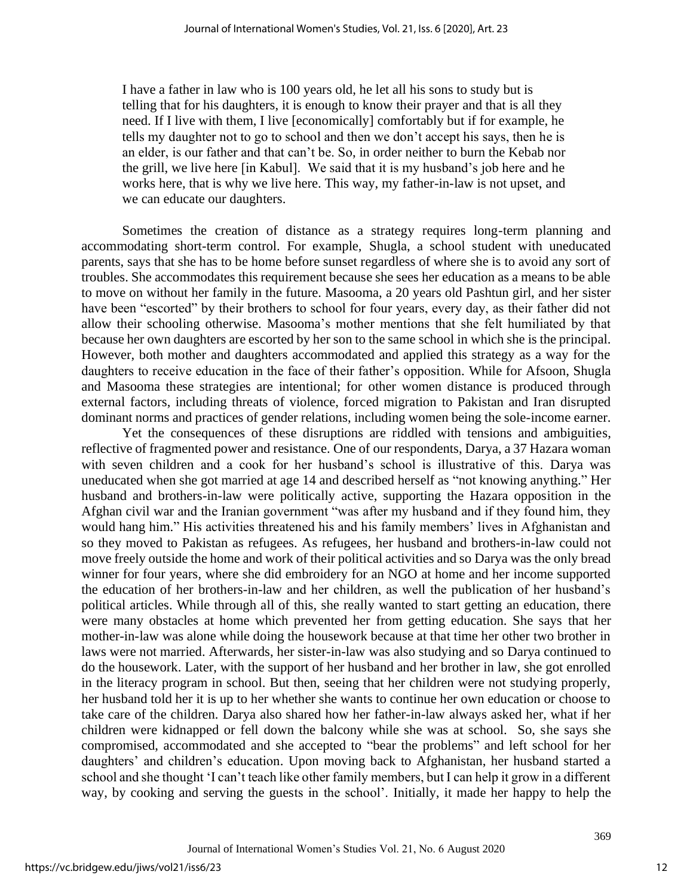> I have a father in law who is 100 years old, he let all his sons to study but is telling that for his daughters, it is enough to know their prayer and that is all they need. If I live with them, I live [economically] comfortably but if for example, he tells my daughter not to go to school and then we don't accept his says, then he is an elder, is our father and that can't be. So, in order neither to burn the Kebab nor the grill, we live here [in Kabul]. We said that it is my husband's job here and he works here, that is why we live here. This way, my father-in-law is not upset, and we can educate our daughters.

Sometimes the creation of distance as a strategy requires long-term planning and accommodating short-term control. For example, Shugla, a school student with uneducated parents, says that she has to be home before sunset regardless of where she is to avoid any sort of troubles. She accommodates this requirement because she sees her education as a means to be able to move on without her family in the future. Masooma, a 20 years old Pashtun girl, and her sister have been "escorted" by their brothers to school for four years, every day, as their father did not allow their schooling otherwise. Masooma's mother mentions that she felt humiliated by that because her own daughters are escorted by her son to the same school in which she is the principal. However, both mother and daughters accommodated and applied this strategy as a way for the daughters to receive education in the face of their father's opposition. While for Afsoon, Shugla and Masooma these strategies are intentional; for other women distance is produced through external factors, including threats of violence, forced migration to Pakistan and Iran disrupted dominant norms and practices of gender relations, including women being the sole-income earner.

Yet the consequences of these disruptions are riddled with tensions and ambiguities, reflective of fragmented power and resistance. One of our respondents, Darya, a 37 Hazara woman with seven children and a cook for her husband's school is illustrative of this. Darya was uneducated when she got married at age 14 and described herself as "not knowing anything." Her husband and brothers-in-law were politically active, supporting the Hazara opposition in the Afghan civil war and the Iranian government "was after my husband and if they found him, they would hang him." His activities threatened his and his family members' lives in Afghanistan and so they moved to Pakistan as refugees. As refugees, her husband and brothers-in-law could not move freely outside the home and work of their political activities and so Darya was the only bread winner for four years, where she did embroidery for an NGO at home and her income supported the education of her brothers-in-law and her children, as well the publication of her husband's political articles. While through all of this, she really wanted to start getting an education, there were many obstacles at home which prevented her from getting education. She says that her mother-in-law was alone while doing the housework because at that time her other two brother in laws were not married. Afterwards, her sister-in-law was also studying and so Darya continued to do the housework. Later, with the support of her husband and her brother in law, she got enrolled in the literacy program in school. But then, seeing that her children were not studying properly, her husband told her it is up to her whether she wants to continue her own education or choose to take care of the children. Darya also shared how her father-in-law always asked her, what if her children were kidnapped or fell down the balcony while she was at school. So, she says she compromised, accommodated and she accepted to "bear the problems" and left school for her daughters' and children's education. Upon moving back to Afghanistan, her husband started a school and she thought 'I can't teach like other family members, but I can help it grow in a different way, by cooking and serving the guests in the school'. Initially, it made her happy to help the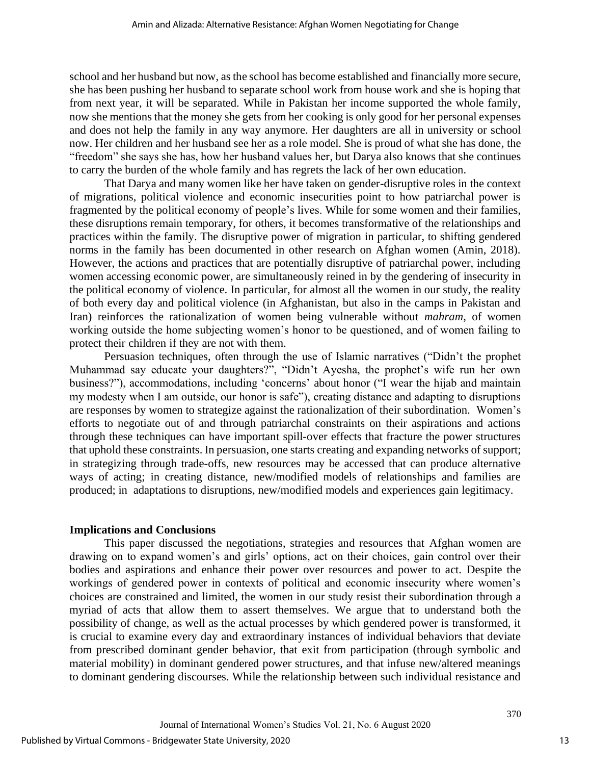school and her husband but now, as the school has become established and financially more secure, she has been pushing her husband to separate school work from house work and she is hoping that from next year, it will be separated. While in Pakistan her income supported the whole family, now she mentions that the money she gets from her cooking is only good for her personal expenses and does not help the family in any way anymore. Her daughters are all in university or school now. Her children and her husband see her as a role model. She is proud of what she has done, the "freedom" she says she has, how her husband values her, but Darya also knows that she continues to carry the burden of the whole family and has regrets the lack of her own education.

That Darya and many women like her have taken on gender-disruptive roles in the context of migrations, political violence and economic insecurities point to how patriarchal power is fragmented by the political economy of people's lives. While for some women and their families, these disruptions remain temporary, for others, it becomes transformative of the relationships and practices within the family. The disruptive power of migration in particular, to shifting gendered norms in the family has been documented in other research on Afghan women (Amin, 2018). However, the actions and practices that are potentially disruptive of patriarchal power, including women accessing economic power, are simultaneously reined in by the gendering of insecurity in the political economy of violence. In particular, for almost all the women in our study, the reality of both every day and political violence (in Afghanistan, but also in the camps in Pakistan and Iran) reinforces the rationalization of women being vulnerable without *mahram*, of women working outside the home subjecting women's honor to be questioned, and of women failing to protect their children if they are not with them.

Persuasion techniques, often through the use of Islamic narratives ("Didn't the prophet Muhammad say educate your daughters?", "Didn't Ayesha, the prophet's wife run her own business?"), accommodations, including 'concerns' about honor ("I wear the hijab and maintain my modesty when I am outside, our honor is safe"), creating distance and adapting to disruptions are responses by women to strategize against the rationalization of their subordination. Women's efforts to negotiate out of and through patriarchal constraints on their aspirations and actions through these techniques can have important spill-over effects that fracture the power structures that uphold these constraints. In persuasion, one starts creating and expanding networks of support; in strategizing through trade-offs, new resources may be accessed that can produce alternative ways of acting; in creating distance, new/modified models of relationships and families are produced; in adaptations to disruptions, new/modified models and experiences gain legitimacy.

## Implications and Conclusions

This paper discussed the negotiations, strategies and resources that Afghan women are drawing on to expand women's and girls' options, act on their choices, gain control over their bodies and aspirations and enhance their power over resources and power to act. Despite the workings of gendered power in contexts of political and economic insecurity where women's choices are constrained and limited, the women in our study resist their subordination through a myriad of acts that allow them to assert themselves. We argue that to understand both the possibility of change, as well as the actual processes by which gendered power is transformed, it is crucial to examine every day and extraordinary instances of individual behaviors that deviate from prescribed dominant gender behavior, that exit from participation (through symbolic and material mobility) in dominant gendered power structures, and that infuse new/altered meanings to dominant gendering discourses. While the relationship between such individual resistance and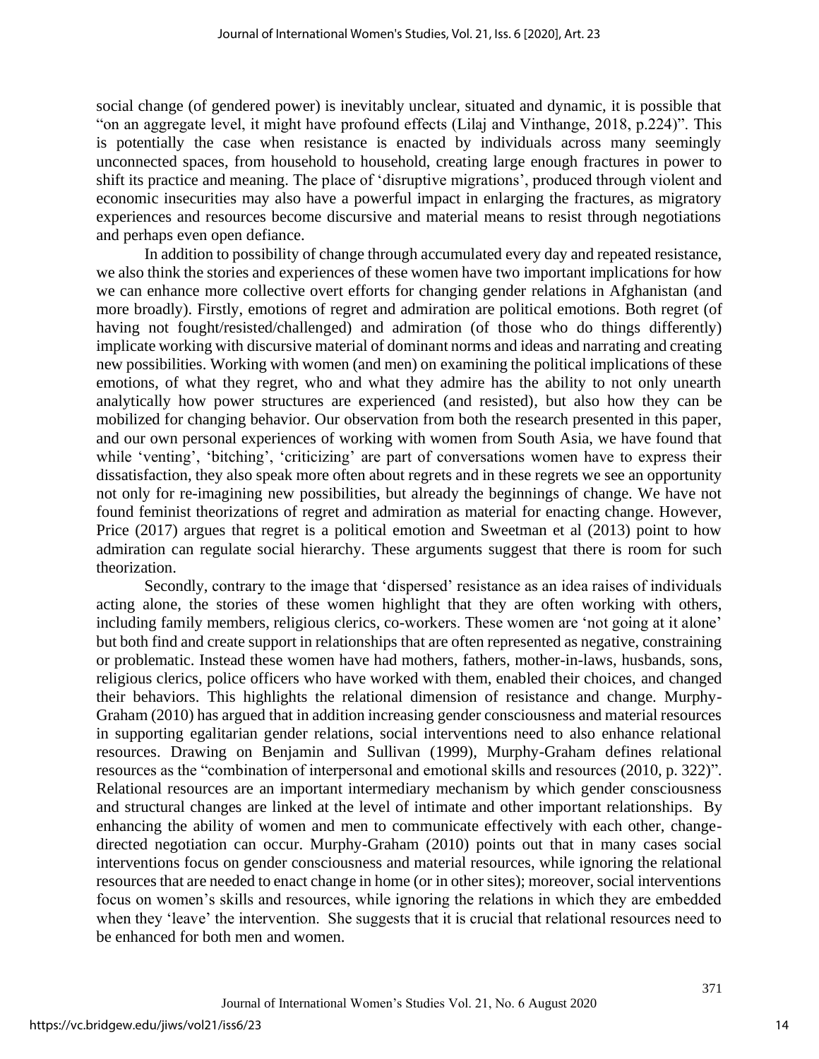social change (of gendered power) is inevitably unclear, situated and dynamic, it is possible that "on an aggregate level, it might have profound effects (Lilaj and Vinthange, 2018, p.224)". This is potentially the case when resistance is enacted by individuals across many seemingly unconnected spaces, from household to household, creating large enough fractures in power to shift its practice and meaning. The place of 'disruptive migrations', produced through violent and economic insecurities may also have a powerful impact in enlarging the fractures, as migratory experiences and resources become discursive and material means to resist through negotiations and perhaps even open defiance.

In addition to possibility of change through accumulated every day and repeated resistance, we also think the stories and experiences of these women have two important implications for how we can enhance more collective overt efforts for changing gender relations in Afghanistan (and more broadly). Firstly, emotions of regret and admiration are political emotions. Both regret (of having not fought/resisted/challenged) and admiration (of those who do things differently) implicate working with discursive material of dominant norms and ideas and narrating and creating new possibilities. Working with women (and men) on examining the political implications of these emotions, of what they regret, who and what they admire has the ability to not only unearth analytically how power structures are experienced (and resisted), but also how they can be mobilized for changing behavior. Our observation from both the research presented in this paper, and our own personal experiences of working with women from South Asia, we have found that while 'venting', 'bitching', 'criticizing' are part of conversations women have to express their dissatisfaction, they also speak more often about regrets and in these regrets we see an opportunity not only for re-imagining new possibilities, but already the beginnings of change. We have not found feminist theorizations of regret and admiration as material for enacting change. However, Price (2017) argues that regret is a political emotion and Sweetman et al (2013) point to how admiration can regulate social hierarchy. These arguments suggest that there is room for such theorization.

Secondly, contrary to the image that 'dispersed' resistance as an idea raises of individuals acting alone, the stories of these women highlight that they are often working with others, including family members, religious clerics, co-workers. These women are 'not going at it alone' but both find and create support in relationships that are often represented as negative, constraining or problematic. Instead these women have had mothers, fathers, mother-in-laws, husbands, sons, religious clerics, police officers who have worked with them, enabled their choices, and changed their behaviors. This highlights the relational dimension of resistance and change. Murphy-Graham (2010) has argued that in addition increasing gender consciousness and material resources in supporting egalitarian gender relations, social interventions need to also enhance relational resources. Drawing on Benjamin and Sullivan (1999), Murphy-Graham defines relational resources as the "combination of interpersonal and emotional skills and resources (2010, p. 322)". Relational resources are an important intermediary mechanism by which gender consciousness and structural changes are linked at the level of intimate and other important relationships. By enhancing the ability of women and men to communicate effectively with each other, change-directed negotiation can occur. Murphy-Graham (2010) points out that in many cases social interventions focus on gender consciousness and material resources, while ignoring the relational resources that are needed to enact change in home (or in other sites); moreover, social interventions focus on women's skills and resources, while ignoring the relations in which they are embedded when they 'leave' the intervention. She suggests that it is crucial that relational resources need to be enhanced for both men and women.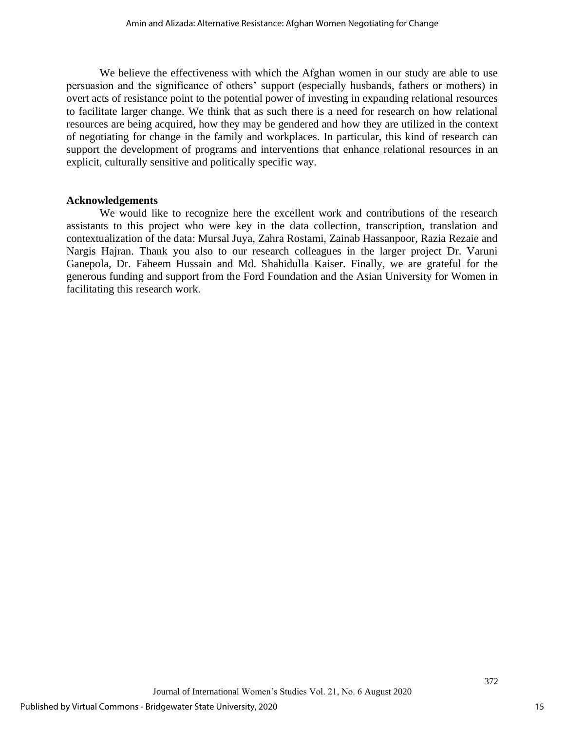We believe the effectiveness with which the Afghan women in our study are able to use persuasion and the significance of others' support (especially husbands, fathers or mothers) in overt acts of resistance point to the potential power of investing in expanding relational resources to facilitate larger change. We think that as such there is a need for research on how relational resources are being acquired, how they may be gendered and how they are utilized in the context of negotiating for change in the family and workplaces. In particular, this kind of research can support the development of programs and interventions that enhance relational resources in an explicit, culturally sensitive and politically specific way.

**Acknowledgements**

We would like to recognize here the excellent work and contributions of the research assistants to this project who were key in the data collection, transcription, translation and contextualization of the data: Mursal Juya, Zahra Rostami, Zainab Hassanpoor, Razia Rezaie and Nargis Hajran. Thank you also to our research colleagues in the larger project Dr. Varuni Ganepola, Dr. Faheem Hussain and Md. Shahidulla Kaiser. Finally, we are grateful for the generous funding and support from the Ford Foundation and the Asian University for Women in facilitating this research work.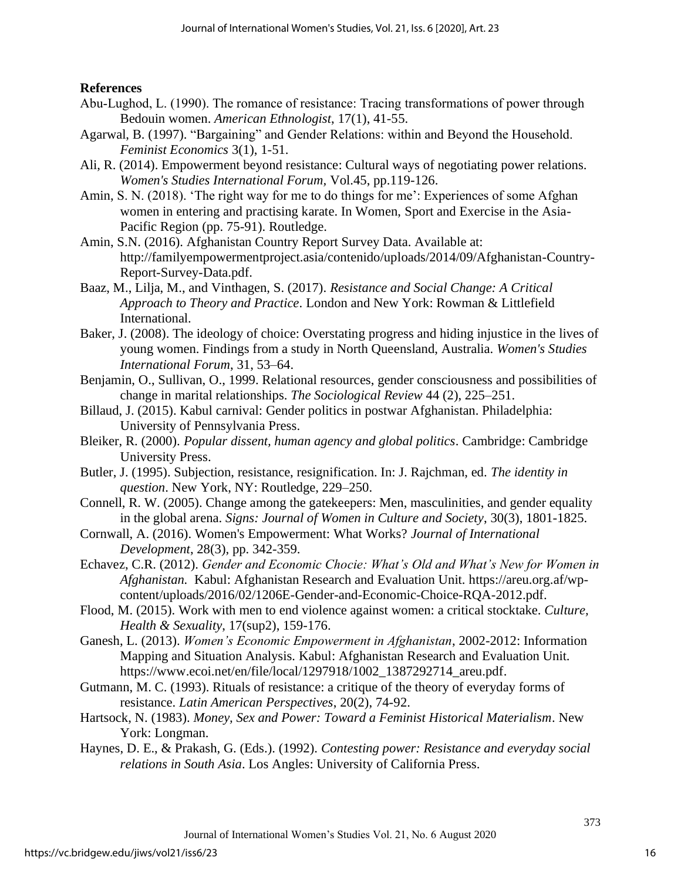**References**

Abu-Lughod, L. (1990). The romance of resistance: Tracing transformations of power through Bedouin women. *American Ethnologist*, 17(1), 41-55.

Agarwal, B. (1997). "Bargaining" and Gender Relations: within and Beyond the Household. *Feminist Economics* 3(1), 1-51.

Ali, R. (2014). Empowerment beyond resistance: Cultural ways of negotiating power relations. *Women's Studies International Forum*, Vol.45, pp.119-126.

Amin, S. N. (2018). 'The right way for me to do things for me': Experiences of some Afghan women in entering and practising karate. In Women, Sport and Exercise in the Asia-Pacific Region (pp. 75-91). Routledge.

Amin, S.N. (2016). Afghanistan Country Report Survey Data. Available at: http://familyempowermentproject.asia/contenido/uploads/2014/09/Afghanistan-Country-Report-Survey-Data.pdf.

Baaz, M., Lilja, M., and Vinthagen, S. (2017). *Resistance and Social Change: A Critical Approach to Theory and Practice*. London and New York: Rowman & Littlefield International.

Baker, J. (2008). The ideology of choice: Overstating progress and hiding injustice in the lives of young women. Findings from a study in North Queensland, Australia. *Women's Studies International Forum*, 31, 53–64.

Benjamin, O., Sullivan, O., 1999. Relational resources, gender consciousness and possibilities of change in marital relationships. *The Sociological Review* 44 (2), 225–251.

Billaud, J. (2015). Kabul carnival: Gender politics in postwar Afghanistan. Philadelphia: University of Pennsylvania Press.

Bleiker, R. (2000). *Popular dissent, human agency and global politics*. Cambridge: Cambridge University Press.

Butler, J. (1995). Subjection, resistance, resignification. In: J. Rajchman, ed. *The identity in question*. New York, NY: Routledge, 229–250.

Connell, R. W. (2005). Change among the gatekeepers: Men, masculinities, and gender equality in the global arena. *Signs: Journal of Women in Culture and Society*, 30(3), 1801-1825.

Cornwall, A. (2016). Women's Empowerment: What Works? *Journal of International Development*, 28(3), pp. 342-359.

Echavez, C.R. (2012). *Gender and Economic Chocie: What's Old and What's New for Women in Afghanistan.* Kabul: Afghanistan Research and Evaluation Unit. https://areu.org.af/wp-content/uploads/2016/02/1206E-Gender-and-Economic-Choice-RQA-2012.pdf.

Flood, M. (2015). Work with men to end violence against women: a critical stocktake. *Culture, Health & Sexuality*, 17(sup2), 159-176.

Ganesh, L. (2013). *Women's Economic Empowerment in Afghanistan*, 2002-2012: Information Mapping and Situation Analysis. Kabul: Afghanistan Research and Evaluation Unit. https://www.ecoi.net/en/file/local/1297918/1002_1387292714_areu.pdf.

Gutmann, M. C. (1993). Rituals of resistance: a critique of the theory of everyday forms of resistance. *Latin American Perspectives*, 20(2), 74-92.

Hartsock, N. (1983). *Money, Sex and Power: Toward a Feminist Historical Materialism*. New York: Longman.

Haynes, D. E., & Prakash, G. (Eds.). (1992). *Contesting power: Resistance and everyday social relations in South Asia*. Los Angles: University of California Press.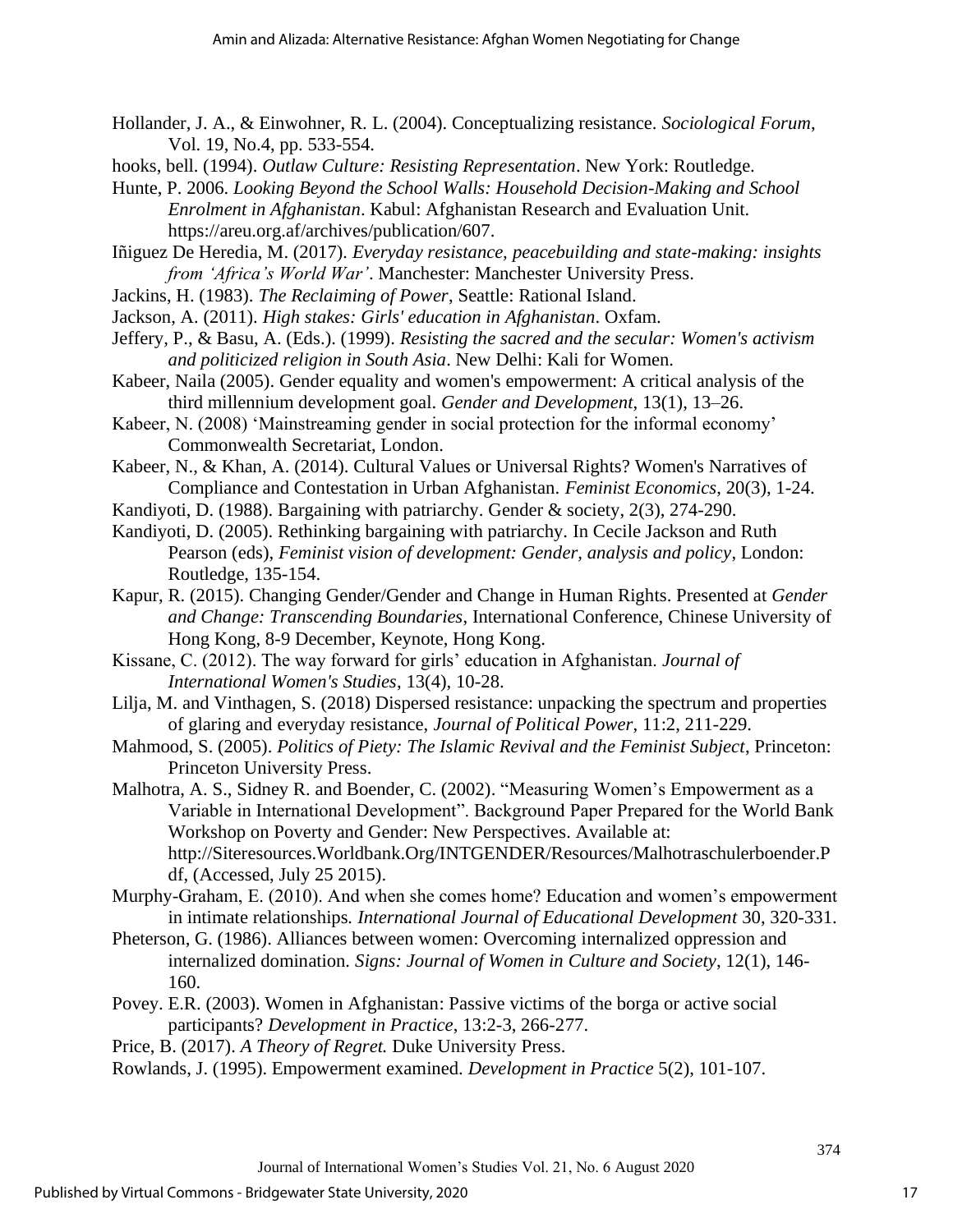Hollander, J. A., & Einwohner, R. L. (2004). Conceptualizing resistance. *Sociological Forum*, Vol. 19, No.4, pp. 533-554.

hooks, bell. (1994). *Outlaw Culture: Resisting Representation*. New York: Routledge.

Hunte, P. 2006. *Looking Beyond the School Walls: Household Decision-Making and School Enrolment in Afghanistan*. Kabul: Afghanistan Research and Evaluation Unit. https://areu.org.af/archives/publication/607.

Iñiguez De Heredia, M. (2017). *Everyday resistance, peacebuilding and state-making: insights from 'Africa's World War'*. Manchester: Manchester University Press.

Jackins, H. (1983). *The Reclaiming of Power*, Seattle: Rational Island.

Jackson, A. (2011). *High stakes: Girls' education in Afghanistan*. Oxfam.

Jeffery, P., & Basu, A. (Eds.). (1999). *Resisting the sacred and the secular: Women's activism and politicized religion in South Asia*. New Delhi: Kali for Women.

Kabeer, Naila (2005). Gender equality and women's empowerment: A critical analysis of the third millennium development goal. *Gender and Development*, 13(1), 13–26.

Kabeer, N. (2008) 'Mainstreaming gender in social protection for the informal economy' Commonwealth Secretariat, London.

Kabeer, N., & Khan, A. (2014). Cultural Values or Universal Rights? Women's Narratives of Compliance and Contestation in Urban Afghanistan. *Feminist Economics*, 20(3), 1-24.

Kandiyoti, D. (1988). Bargaining with patriarchy. Gender & society, 2(3), 274-290.

Kandiyoti, D. (2005). Rethinking bargaining with patriarchy. In Cecile Jackson and Ruth Pearson (eds), *Feminist vision of development: Gender, analysis and policy*, London: Routledge, 135-154.

Kapur, R. (2015). Changing Gender/Gender and Change in Human Rights. Presented at *Gender and Change: Transcending Boundaries*, International Conference, Chinese University of Hong Kong, 8-9 December, Keynote, Hong Kong.

Kissane, C. (2012). The way forward for girls' education in Afghanistan. *Journal of International Women's Studies*, 13(4), 10-28.

Lilja, M. and Vinthagen, S. (2018) Dispersed resistance: unpacking the spectrum and properties of glaring and everyday resistance, *Journal of Political Power*, 11:2, 211-229.

Mahmood, S. (2005). *Politics of Piety: The Islamic Revival and the Feminist Subject*, Princeton: Princeton University Press.

Malhotra, A. S., Sidney R. and Boender, C. (2002). "Measuring Women's Empowerment as a Variable in International Development". Background Paper Prepared for the World Bank Workshop on Poverty and Gender: New Perspectives. Available at: http://Siteresources.Worldbank.Org/INTGENDER/Resources/Malhotraschulerboender.Pdf, (Accessed, July 25 2015).

Murphy-Graham, E. (2010). And when she comes home? Education and women's empowerment in intimate relationships*. International Journal of Educational Development* 30, 320-331.

Pheterson, G. (1986). Alliances between women: Overcoming internalized oppression and internalized domination. *Signs: Journal of Women in Culture and Society*, 12(1), 146-160.

Povey. E.R. (2003). Women in Afghanistan: Passive victims of the borga or active social participants? *Development in Practice*, 13:2-3, 266-277.

Price, B. (2017). *A Theory of Regret.* Duke University Press.

Rowlands, J. (1995). Empowerment examined. *Development in Practice* 5(2), 101-107.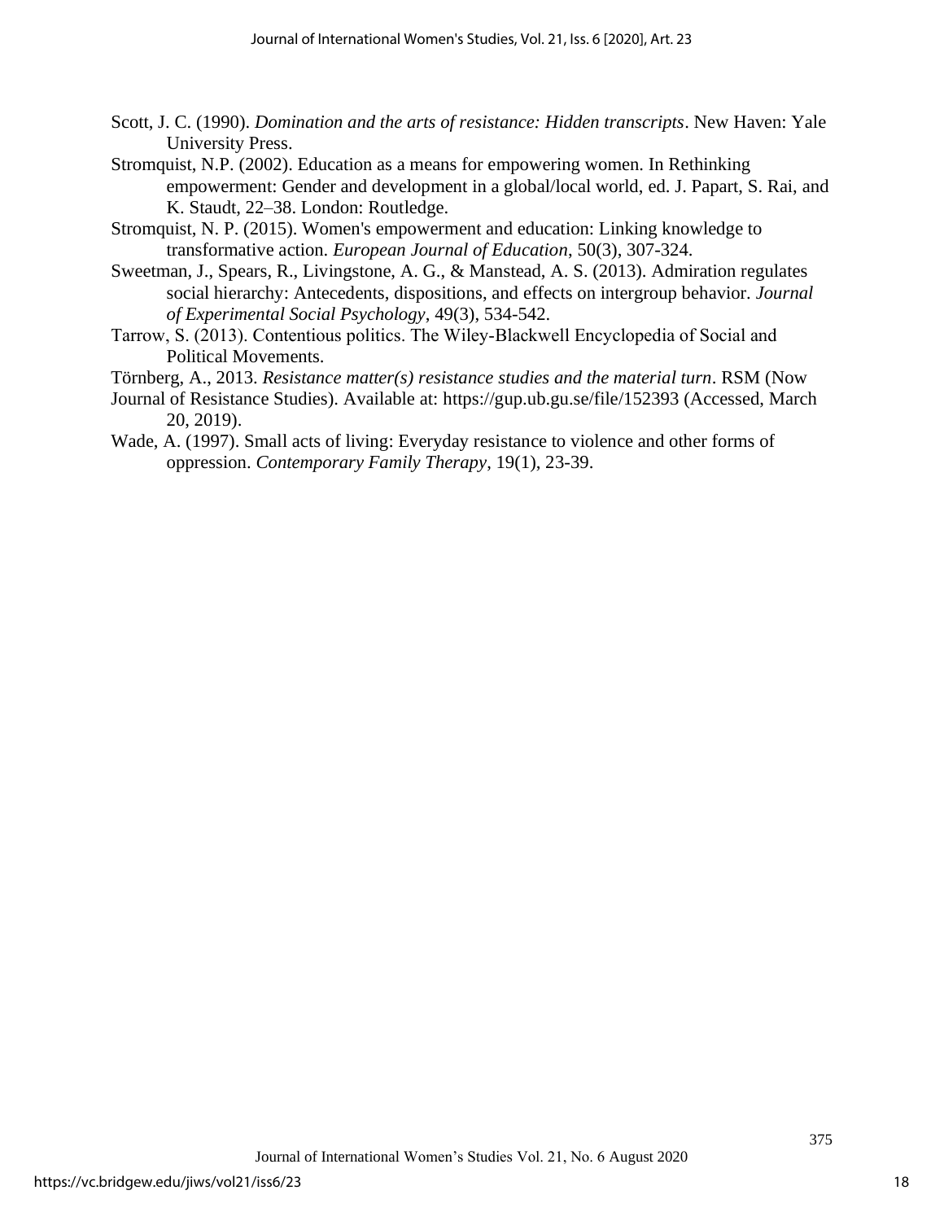Scott, J. C. (1990). *Domination and the arts of resistance: Hidden transcripts*. New Haven: Yale University Press.

Stromquist, N.P. (2002). Education as a means for empowering women. In Rethinking empowerment: Gender and development in a global/local world, ed. J. Papart, S. Rai, and K. Staudt, 22–38. London: Routledge.

Stromquist, N. P. (2015). Women's empowerment and education: Linking knowledge to transformative action. *European Journal of Education*, 50(3), 307-324.

Sweetman, J., Spears, R., Livingstone, A. G., & Manstead, A. S. (2013). Admiration regulates social hierarchy: Antecedents, dispositions, and effects on intergroup behavior. *Journal of Experimental Social Psychology*, 49(3), 534-542.

Tarrow, S. (2013). Contentious politics. The Wiley-Blackwell Encyclopedia of Social and Political Movements.

Törnberg, A., 2013. *Resistance matter(s) resistance studies and the material turn*. RSM (Now Journal of Resistance Studies). Available at: https://gup.ub.gu.se/file/152393 (Accessed, March 20, 2019).

Wade, A. (1997). Small acts of living: Everyday resistance to violence and other forms of oppression. *Contemporary Family Therapy*, 19(1), 23-39.